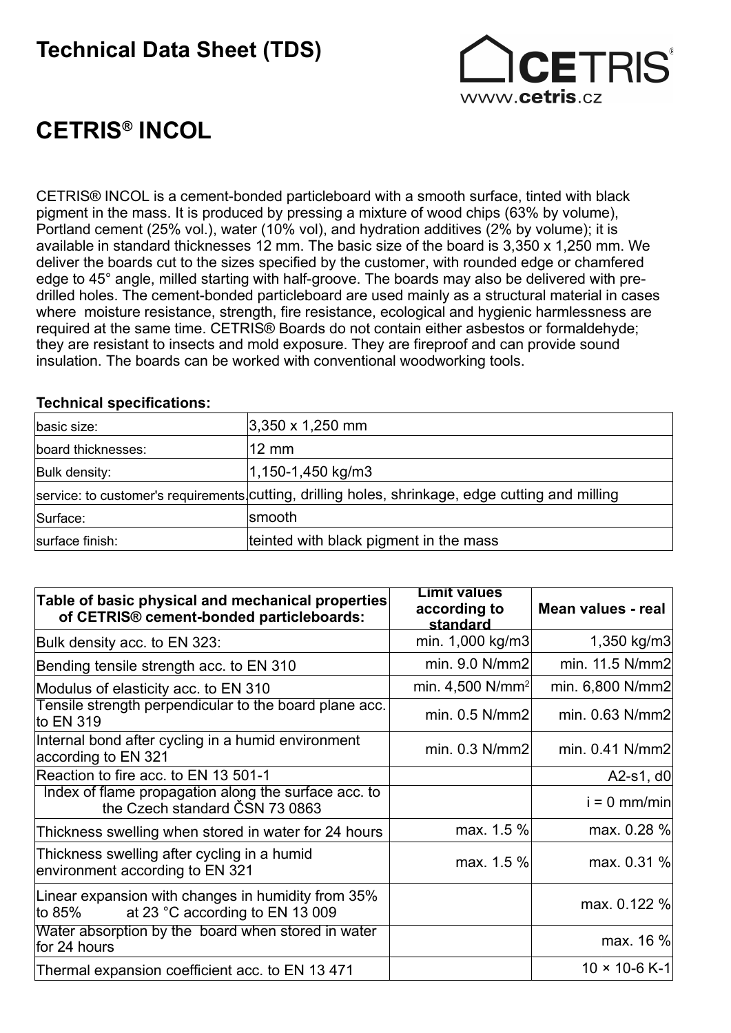# Technical Data Sheet (TDS)

CETRIS® www.cetris.cz

# CETRIS® INCOL

CETRIS® INCOL is a cement-bonded particleboard with a smooth surface, tinted with black pigment in the mass. It is produced by pressing a mixture of wood chips (63% by volume), Portland cement (25% vol.), water (10% vol), and hydration additives (2% by volume); it is available in standard thicknesses 12 mm. The basic size of the board is 3,350 x 1,250 mm. We deliver the boards cut to the sizes specified by the customer, with rounded edge or chamfered edge to 45° angle, milled starting with half-groove. The boards may also be delivered with pre-drilled holes. The cement-bonded particleboard are used mainly as a structural material in cases where moisture resistance, strength, fire resistance, ecological and hygienic harmlessness are required at the same time. CETRIS® Boards do not contain either asbestos or formaldehyde; they are resistant to insects and mold exposure. They are fireproof and can provide sound insulation. The boards can be worked with conventional woodworking tools.

**Technical specifications:**

| | |
|---|---|
| basic size: | 3,350 x 1,250 mm |
| board thicknesses: | 12 mm |
| Bulk density: | 1,150-1,450 kg/m3 |
| service: to customer's requirements | cutting, drilling holes, shrinkage, edge cutting and milling |
| Surface: | smooth |
| surface finish: | teinted with black pigment in the mass |

| Table of basic physical and mechanical properties of CETRIS® cement-bonded particleboards: | Limit values according to standard | Mean values - real |
|---|---|---|
| Bulk density acc. to EN 323: | min. 1,000 kg/m3 | 1,350 kg/m3 |
| Bending tensile strength acc. to EN 310 | min. 9.0 N/mm2 | min. 11.5 N/mm2 |
| Modulus of elasticity acc. to EN 310 | min. 4,500 N/mm$^2$ | min. 6,800 N/mm2 |
| Tensile strength perpendicular to the board plane acc. to EN 319 | min. 0.5 N/mm2 | min. 0.63 N/mm2 |
| Internal bond after cycling in a humid environment according to EN 321 | min. 0.3 N/mm2 | min. 0.41 N/mm2 |
| Reaction to fire acc. to EN 13 501-1 | | A2-s1, d0 |
| Index of flame propagation along the surface acc. to the Czech standard ČSN 73 0863 | | i = 0 mm/min |
| Thickness swelling when stored in water for 24 hours | max. 1.5 % | max. 0.28 % |
| Thickness swelling after cycling in a humid environment according to EN 321 | max. 1.5 % | max. 0.31 % |
| Linear expansion with changes in humidity from 35% to 85% at 23 °C according to EN 13 009 | | max. 0.122 % |
| Water absorption by the board when stored in water for 24 hours | | max. 16 % |
| Thermal expansion coefficient acc. to EN 13 471 | | 10 × 10-6 K-1 |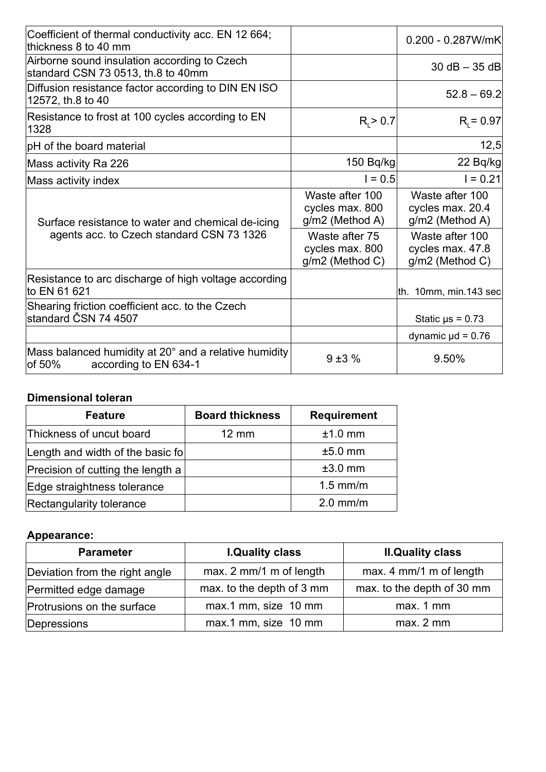| | | |
|---|---|---|
| Coefficient of thermal conductivity acc. EN 12 664; thickness 8 to 40 mm | | 0.200 - 0.287W/mK |
| Airborne sound insulation according to Czech standard CSN 73 0513, th.8 to 40mm | | 30 dB – 35 dB |
| Diffusion resistance factor according to DIN EN ISO 12572, th.8 to 40 | | 52.8 – 69.2 |
| Resistance to frost at 100 cycles according to EN 1328 | $R_L$> 0.7 | $R_L$= 0.97 |
| pH of the board material | | 12,5 |
| Mass activity Ra 226 | 150 Bq/kg | 22 Bq/kg |
| Mass activity index | I = 0.5 | I = 0.21 |
| Surface resistance to water and chemical de-icing agents acc. to Czech standard CSN 73 1326 | Waste after 100 cycles max. 800 g/m2 (Method A) | Waste after 100 cycles max. 20.4 g/m2 (Method A) |
| | Waste after 75 cycles max. 800 g/m2 (Method C) | Waste after 100 cycles max. 47.8 g/m2 (Method C) |
| Resistance to arc discharge of high voltage according to EN 61 621 | | th. 10mm, min.143 sec |
| Shearing friction coefficient acc. to the Czech standard ČSN 74 4507 | | Static μs = 0.73 |
| | | dynamic μd = 0.76 |
| Mass balanced humidity at 20° and a relative humidity of 50% according to EN 634-1 | 9 ±3 % | 9.50% |

**Dimensional toleran**

| Feature | Board thickness | Requirement |
|---|---|---|
| Thickness of uncut board | 12 mm | ±1.0 mm |
| Length and width of the basic fo | | ±5.0 mm |
| Precision of cutting the length a | | ±3.0 mm |
| Edge straightness tolerance | | 1.5 mm/m |
| Rectangularity tolerance | | 2.0 mm/m |

**Appearance:**

| Parameter | I.Quality class | II.Quality class |
|---|---|---|
| Deviation from the right angle | max. 2 mm/1 m of length | max. 4 mm/1 m of length |
| Permitted edge damage | max. to the depth of 3 mm | max. to the depth of 30 mm |
| Protrusions on the surface | max.1 mm, size 10 mm | max. 1 mm |
| Depressions | max.1 mm, size 10 mm | max. 2 mm |